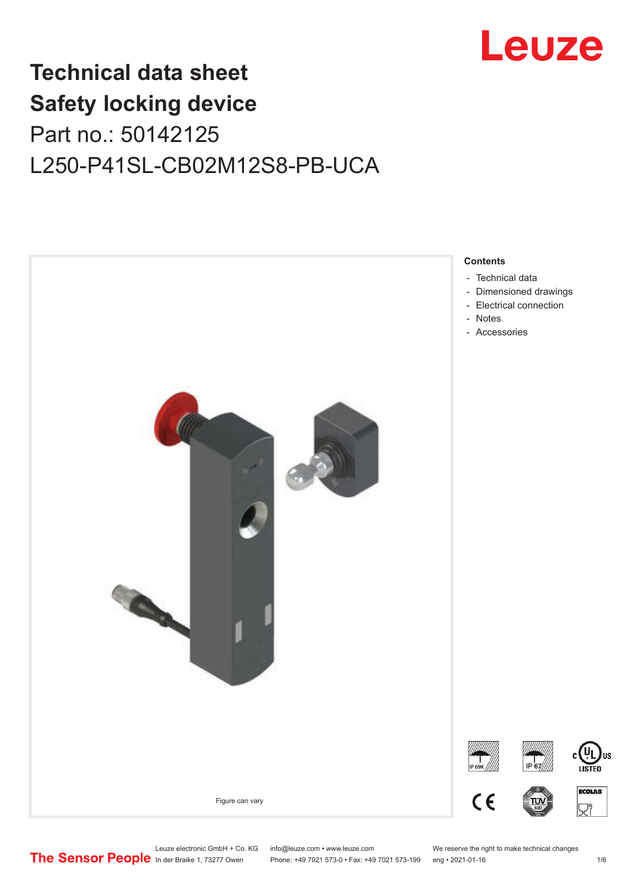# Technical data sheet
# Safety locking device

## Part no.: 50142125

## L250-P41SL-CB02M12S8-PB-UCA

Figure can vary

**Contents**

- Technical data
- Dimensioned drawings
- Electrical connection
- Notes
- Accessories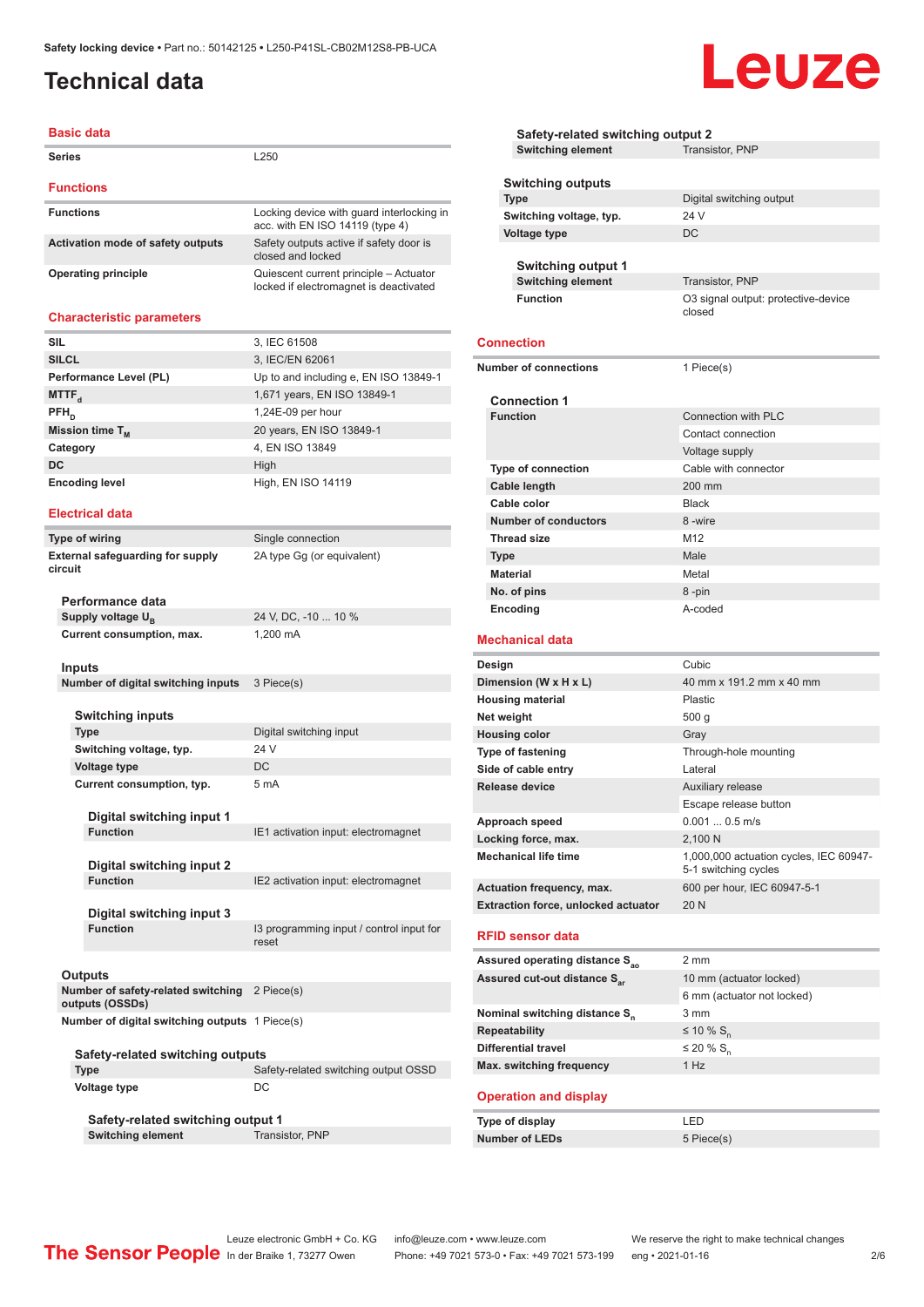# Technical data

## Basic data

| | |
|---|---|
| Series | L250 |

## Functions

| | |
|---|---|
| Functions | Locking device with guard interlocking in acc. with EN ISO 14119 (type 4) |
| Activation mode of safety outputs | Safety outputs active if safety door is closed and locked |
| Operating principle | Quiescent current principle – Actuator locked if electromagnet is deactivated |

## Characteristic parameters

| | |
|---|---|
| SIL | 3, IEC 61508 |
| SILCL | 3, IEC/EN 62061 |
| Performance Level (PL) | Up to and including e, EN ISO 13849-1 |
| $MTTF_d$ | 1,671 years, EN ISO 13849-1 |
| $PFH_D$ | 1,24E-09 per hour |
| Mission time $T_M$ | 20 years, EN ISO 13849-1 |
| Category | 4, EN ISO 13849 |
| DC | High |
| Encoding level | High, EN ISO 14119 |

## Electrical data

| | |
|---|---|
| Type of wiring | Single connection |
| External safeguarding for supply circuit | 2A type Gg (or equivalent) |

### Performance data

| | |
|---|---|
| Supply voltage $U_B$ | 24 V, DC, -10 ... 10 % |
| Current consumption, max. | 1,200 mA |

### Inputs

| | |
|---|---|
| Number of digital switching inputs | 3 Piece(s) |

#### Switching inputs

| | |
|---|---|
| Type | Digital switching input |
| Switching voltage, typ. | 24 V |
| Voltage type | DC |
| Current consumption, typ. | 5 mA |

##### Digital switching input 1

| | |
|---|---|
| Function | IE1 activation input: electromagnet |

##### Digital switching input 2

| | |
|---|---|
| Function | IE2 activation input: electromagnet |

##### Digital switching input 3

| | |
|---|---|
| Function | I3 programming input / control input for reset |

### Outputs

| | |
|---|---|
| Number of safety-related switching outputs (OSSDs) | 2 Piece(s) |
| Number of digital switching outputs | 1 Piece(s) |

#### Safety-related switching outputs

| | |
|---|---|
| Type | Safety-related switching output OSSD |
| Voltage type | DC |

##### Safety-related switching output 1

| | |
|---|---|
| Switching element | Transistor, PNP |

##### Safety-related switching output 2

| | |
|---|---|
| Switching element | Transistor, PNP |

#### Switching outputs

| | |
|---|---|
| Type | Digital switching output |
| Switching voltage, typ. | 24 V |
| Voltage type | DC |

##### Switching output 1

| | |
|---|---|
| Switching element | Transistor, PNP |
| Function | O3 signal output: protective-device closed |

## Connection

| | |
|---|---|
| Number of connections | 1 Piece(s) |

### Connection 1

| | |
|---|---|
| Function | Connection with PLC |
| | Contact connection |
| | Voltage supply |
| Type of connection | Cable with connector |
| Cable length | 200 mm |
| Cable color | Black |
| Number of conductors | 8 -wire |
| Thread size | M12 |
| Type | Male |
| Material | Metal |
| No. of pins | 8 -pin |
| Encoding | A-coded |

## Mechanical data

| | |
|---|---|
| Design | Cubic |
| Dimension (W x H x L) | 40 mm x 191.2 mm x 40 mm |
| Housing material | Plastic |
| Net weight | 500 g |
| Housing color | Gray |
| Type of fastening | Through-hole mounting |
| Side of cable entry | Lateral |
| Release device | Auxiliary release |
| | Escape release button |
| Approach speed | 0.001 ... 0.5 m/s |
| Locking force, max. | 2,100 N |
| Mechanical life time | 1,000,000 actuation cycles, IEC 60947-5-1 switching cycles |
| Actuation frequency, max. | 600 per hour, IEC 60947-5-1 |
| Extraction force, unlocked actuator | 20 N |

## RFID sensor data

| | |
|---|---|
| Assured operating distance $S_{ao}$ | 2 mm |
| Assured cut-out distance $S_{ar}$ | 10 mm (actuator locked) |
| | 6 mm (actuator not locked) |
| Nominal switching distance $S_n$ | 3 mm |
| Repeatability | ≤ 10 % $S_n$ |
| Differential travel | ≤ 20 % $S_n$ |
| Max. switching frequency | 1 Hz |

## Operation and display

| | |
|---|---|
| Type of display | LED |
| Number of LEDs | 5 Piece(s) |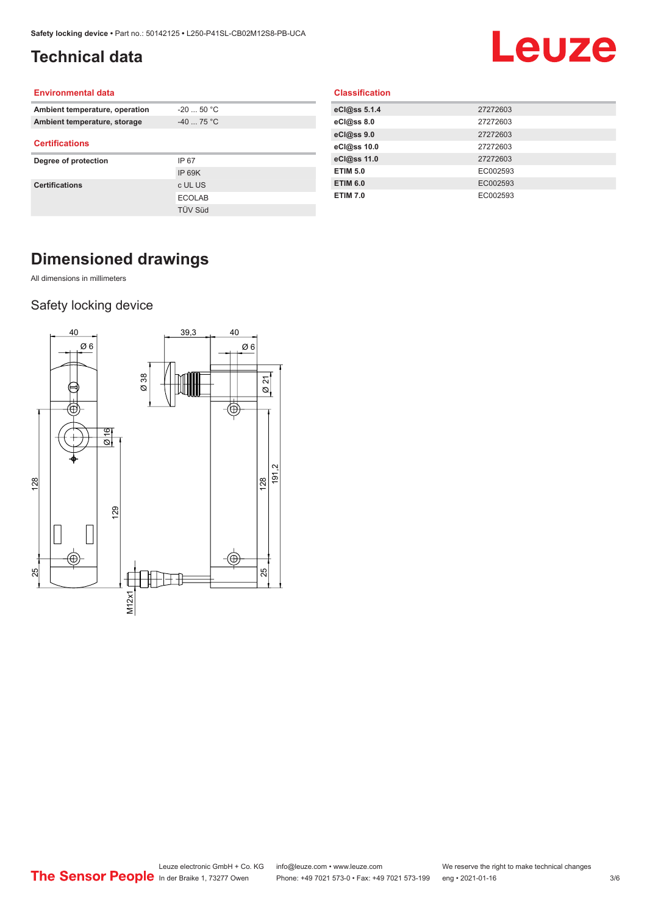# Technical data

## Environmental data

| | |
|---|---|
| Ambient temperature, operation | -20 ... 50 °C |
| Ambient temperature, storage | -40 ... 75 °C |

## Certifications

| | |
|---|---|
| Degree of protection | IP 67 |
| | IP 69K |
| Certifications | c UL US |
| | ECOLAB |
| | TÜV Süd |

## Classification

| | |
|---|---|
| eCl@ss 5.1.4 | 27272603 |
| eCl@ss 8.0 | 27272603 |
| eCl@ss 9.0 | 27272603 |
| eCl@ss 10.0 | 27272603 |
| eCl@ss 11.0 | 27272603 |
| ETIM 5.0 | EC002593 |
| ETIM 6.0 | EC002593 |
| ETIM 7.0 | EC002593 |

# Dimensioned drawings

All dimensions in millimeters

## Safety locking device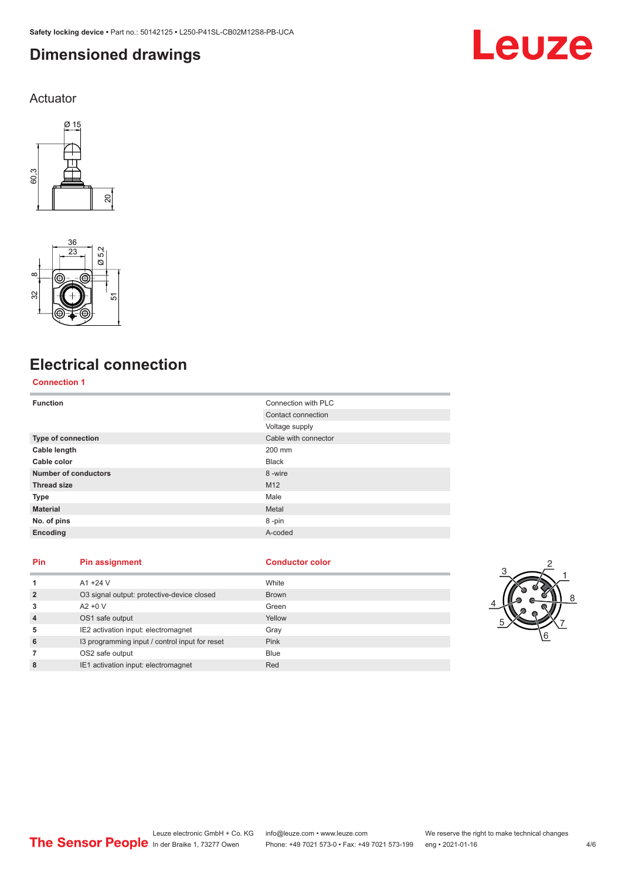# Dimensioned drawings

## Actuator

# Electrical connection

### Connection 1

| | |
|---|---|
| **Function** | Connection with PLC |
| | Contact connection |
| | Voltage supply |
| **Type of connection** | Cable with connector |
| **Cable length** | 200 mm |
| **Cable color** | Black |
| **Number of conductors** | 8 -wire |
| **Thread size** | M12 |
| **Type** | Male |
| **Material** | Metal |
| **No. of pins** | 8 -pin |
| **Encoding** | A-coded |

| Pin | Pin assignment | Conductor color |
|---|---|---|
| **1** | A1 +24 V | White |
| **2** | O3 signal output: protective-device closed | Brown |
| **3** | A2 +0 V | Green |
| **4** | OS1 safe output | Yellow |
| **5** | IE2 activation input: electromagnet | Gray |
| **6** | I3 programming input / control input for reset | Pink |
| **7** | OS2 safe output | Blue |
| **8** | IE1 activation input: electromagnet | Red |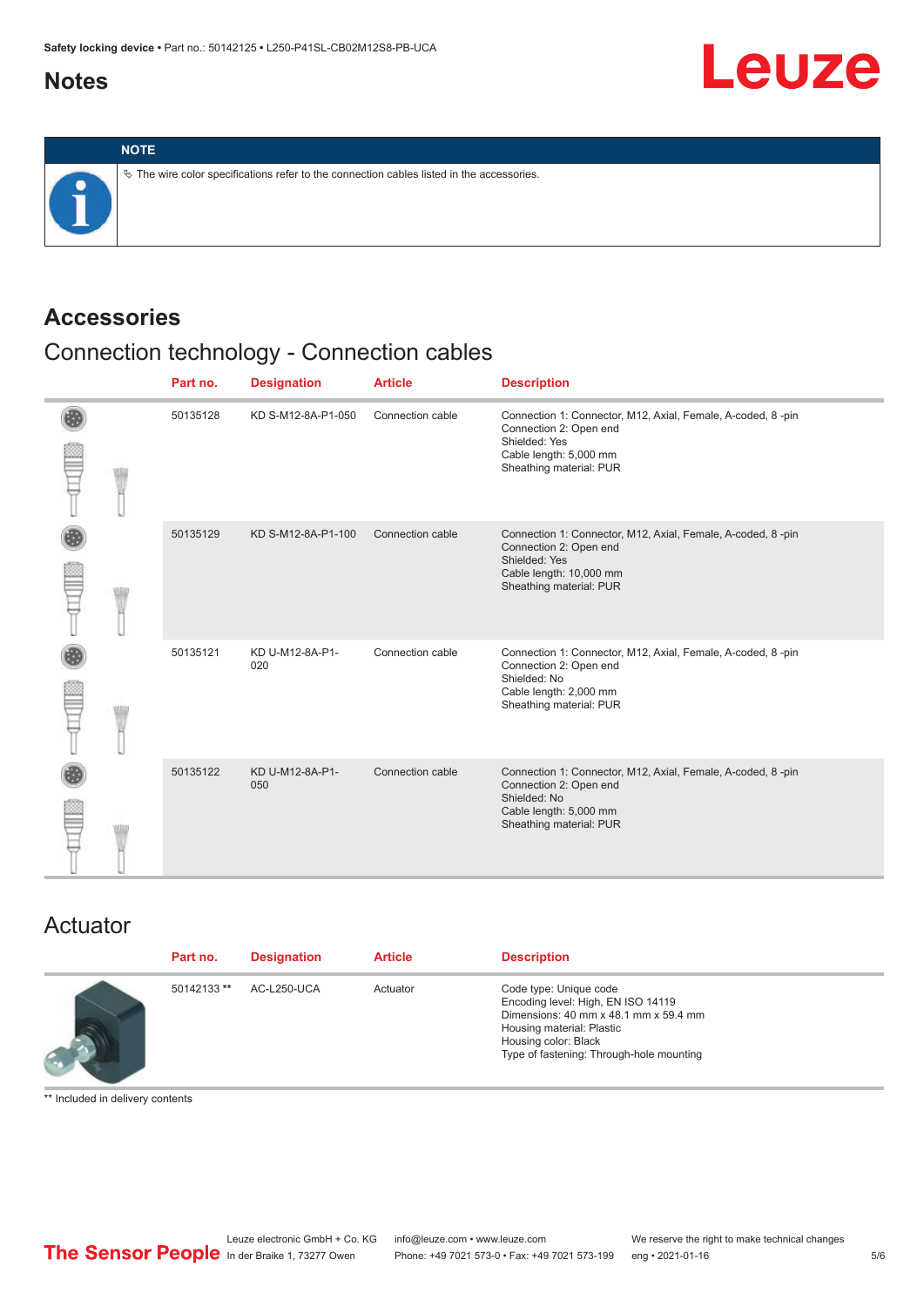## Notes

**NOTE**

The wire color specifications refer to the connection cables listed in the accessories.

## Accessories

### Connection technology - Connection cables

| Part no. | Designation | Article | Description |
|---|---|---|---|
| 50135128 | KD S-M12-8A-P1-050 | Connection cable | Connection 1: Connector, M12, Axial, Female, A-coded, 8 -pin<br>Connection 2: Open end<br>Shielded: Yes<br>Cable length: 5,000 mm<br>Sheathing material: PUR |
| 50135129 | KD S-M12-8A-P1-100 | Connection cable | Connection 1: Connector, M12, Axial, Female, A-coded, 8 -pin<br>Connection 2: Open end<br>Shielded: Yes<br>Cable length: 10,000 mm<br>Sheathing material: PUR |
| 50135121 | KD U-M12-8A-P1-020 | Connection cable | Connection 1: Connector, M12, Axial, Female, A-coded, 8 -pin<br>Connection 2: Open end<br>Shielded: No<br>Cable length: 2,000 mm<br>Sheathing material: PUR |
| 50135122 | KD U-M12-8A-P1-050 | Connection cable | Connection 1: Connector, M12, Axial, Female, A-coded, 8 -pin<br>Connection 2: Open end<br>Shielded: No<br>Cable length: 5,000 mm<br>Sheathing material: PUR |

### Actuator

| Part no. | Designation | Article | Description |
|---|---|---|---|
| 50142133 ** | AC-L250-UCA | Actuator | Code type: Unique code<br>Encoding level: High, EN ISO 14119<br>Dimensions: 40 mm x 48.1 mm x 59.4 mm<br>Housing material: Plastic<br>Housing color: Black<br>Type of fastening: Through-hole mounting |

** Included in delivery contents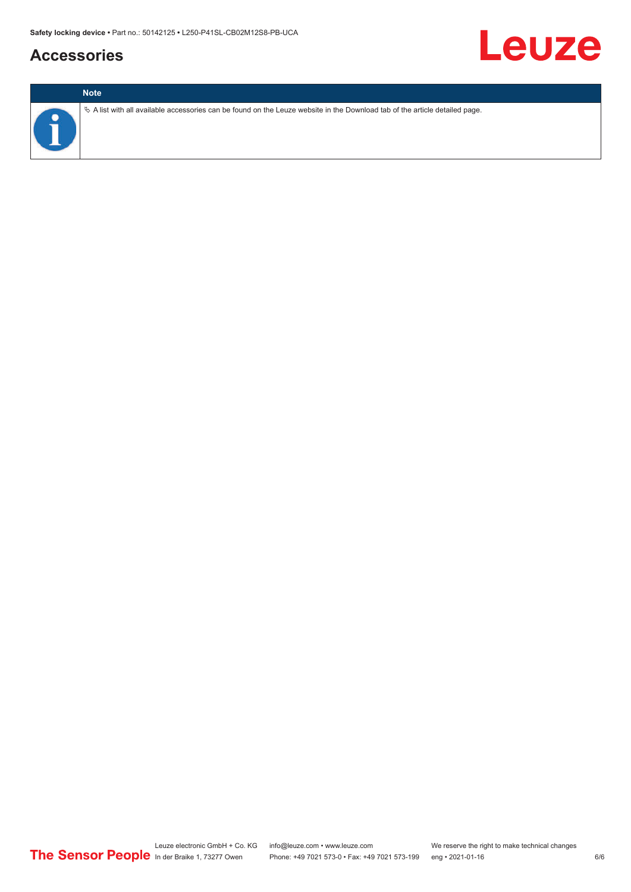## Accessories

| Note |
| --- |
| ↳ A list with all available accessories can be found on the Leuze website in the Download tab of the article detailed page. |